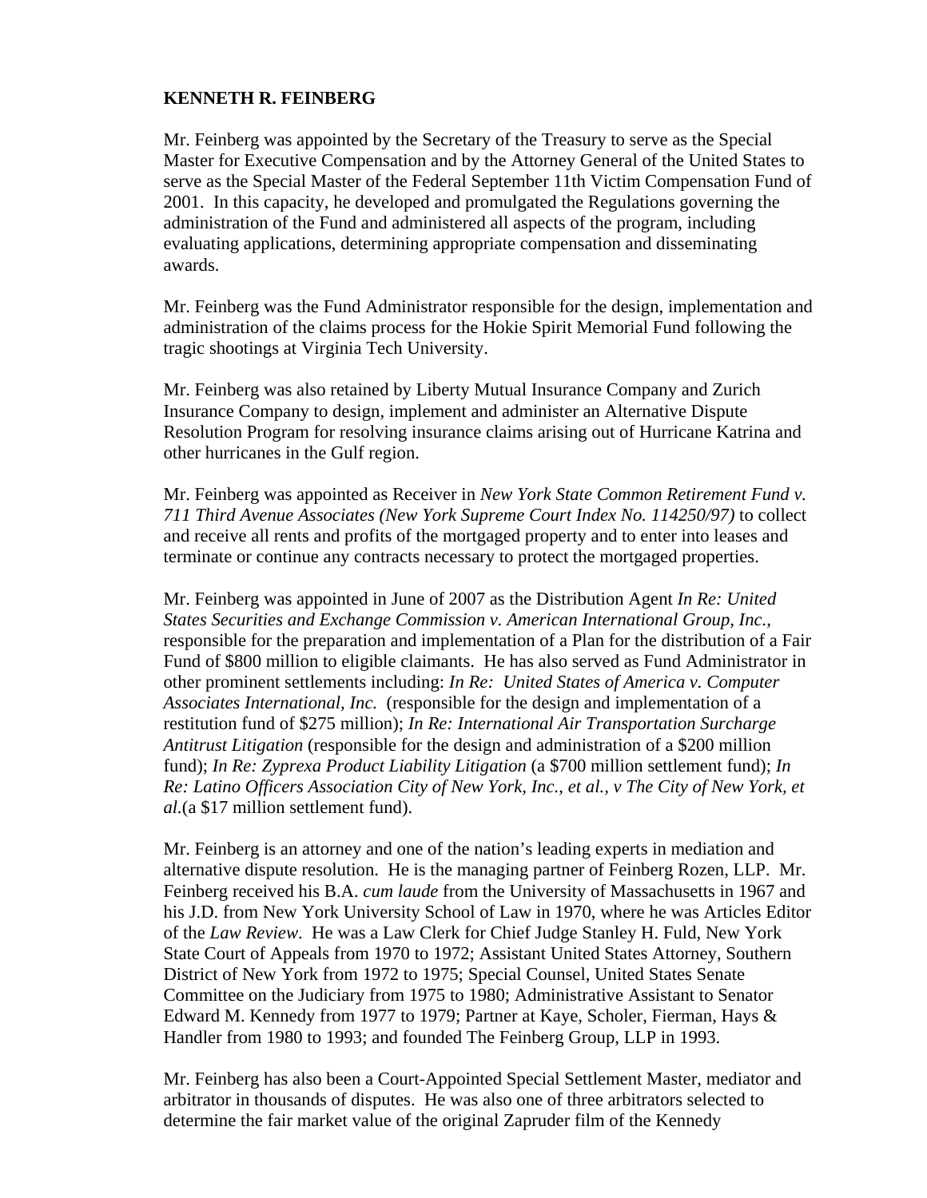**KENNETH R. FEINBERG**

Mr. Feinberg was appointed by the Secretary of the Treasury to serve as the Special Master for Executive Compensation and by the Attorney General of the United States to serve as the Special Master of the Federal September 11th Victim Compensation Fund of 2001. In this capacity, he developed and promulgated the Regulations governing the administration of the Fund and administered all aspects of the program, including evaluating applications, determining appropriate compensation and disseminating awards.

Mr. Feinberg was the Fund Administrator responsible for the design, implementation and administration of the claims process for the Hokie Spirit Memorial Fund following the tragic shootings at Virginia Tech University.

Mr. Feinberg was also retained by Liberty Mutual Insurance Company and Zurich Insurance Company to design, implement and administer an Alternative Dispute Resolution Program for resolving insurance claims arising out of Hurricane Katrina and other hurricanes in the Gulf region.

Mr. Feinberg was appointed as Receiver in *New York State Common Retirement Fund v. 711 Third Avenue Associates (New York Supreme Court Index No. 114250/97)* to collect and receive all rents and profits of the mortgaged property and to enter into leases and terminate or continue any contracts necessary to protect the mortgaged properties.

Mr. Feinberg was appointed in June of 2007 as the Distribution Agent *In Re: United States Securities and Exchange Commission v. American International Group, Inc.*, responsible for the preparation and implementation of a Plan for the distribution of a Fair Fund of $800 million to eligible claimants. He has also served as Fund Administrator in other prominent settlements including: *In Re: United States of America v. Computer Associates International, Inc.* (responsible for the design and implementation of a restitution fund of $275 million); *In Re: International Air Transportation Surcharge Antitrust Litigation* (responsible for the design and administration of a $200 million fund); *In Re: Zyprexa Product Liability Litigation* (a $700 million settlement fund); *In Re: Latino Officers Association City of New York, Inc., et al., v The City of New York, et al.*(a $17 million settlement fund).

Mr. Feinberg is an attorney and one of the nation's leading experts in mediation and alternative dispute resolution. He is the managing partner of Feinberg Rozen, LLP. Mr. Feinberg received his B.A. *cum laude* from the University of Massachusetts in 1967 and his J.D. from New York University School of Law in 1970, where he was Articles Editor of the *Law Review*. He was a Law Clerk for Chief Judge Stanley H. Fuld, New York State Court of Appeals from 1970 to 1972; Assistant United States Attorney, Southern District of New York from 1972 to 1975; Special Counsel, United States Senate Committee on the Judiciary from 1975 to 1980; Administrative Assistant to Senator Edward M. Kennedy from 1977 to 1979; Partner at Kaye, Scholer, Fierman, Hays & Handler from 1980 to 1993; and founded The Feinberg Group, LLP in 1993.

Mr. Feinberg has also been a Court-Appointed Special Settlement Master, mediator and arbitrator in thousands of disputes. He was also one of three arbitrators selected to determine the fair market value of the original Zapruder film of the Kennedy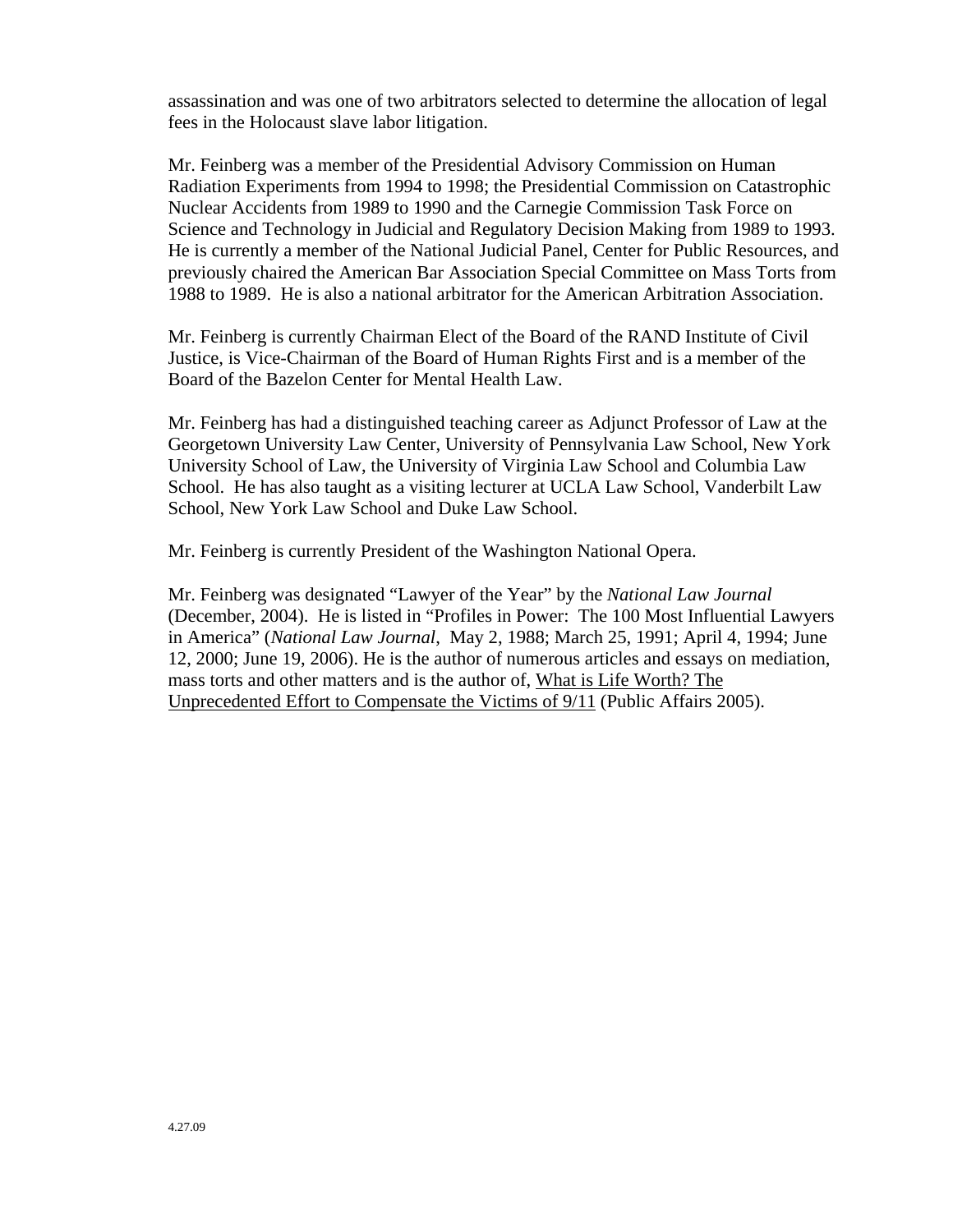assassination and was one of two arbitrators selected to determine the allocation of legal fees in the Holocaust slave labor litigation.

Mr. Feinberg was a member of the Presidential Advisory Commission on Human Radiation Experiments from 1994 to 1998; the Presidential Commission on Catastrophic Nuclear Accidents from 1989 to 1990 and the Carnegie Commission Task Force on Science and Technology in Judicial and Regulatory Decision Making from 1989 to 1993. He is currently a member of the National Judicial Panel, Center for Public Resources, and previously chaired the American Bar Association Special Committee on Mass Torts from 1988 to 1989. He is also a national arbitrator for the American Arbitration Association.

Mr. Feinberg is currently Chairman Elect of the Board of the RAND Institute of Civil Justice, is Vice-Chairman of the Board of Human Rights First and is a member of the Board of the Bazelon Center for Mental Health Law.

Mr. Feinberg has had a distinguished teaching career as Adjunct Professor of Law at the Georgetown University Law Center, University of Pennsylvania Law School, New York University School of Law, the University of Virginia Law School and Columbia Law School. He has also taught as a visiting lecturer at UCLA Law School, Vanderbilt Law School, New York Law School and Duke Law School.

Mr. Feinberg is currently President of the Washington National Opera.

Mr. Feinberg was designated "Lawyer of the Year" by the *National Law Journal* (December, 2004). He is listed in "Profiles in Power: The 100 Most Influential Lawyers in America" (*National Law Journal*, May 2, 1988; March 25, 1991; April 4, 1994; June 12, 2000; June 19, 2006). He is the author of numerous articles and essays on mediation, mass torts and other matters and is the author of, What is Life Worth? The Unprecedented Effort to Compensate the Victims of 9/11 (Public Affairs 2005).

4.27.09